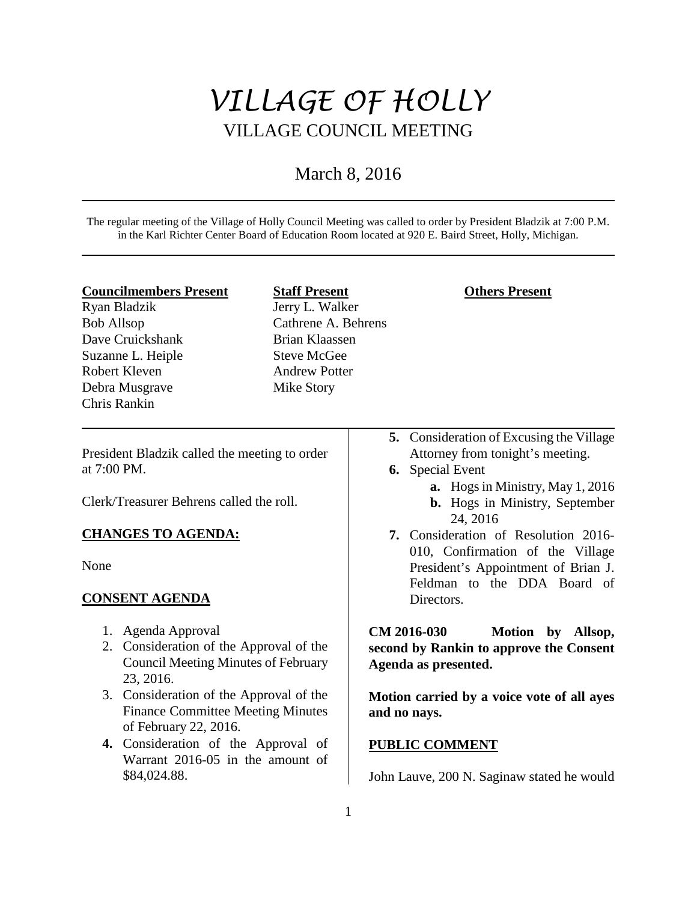# VILLAGE OF HOLLY

## VILLAGE COUNCIL MEETING

March 8, 2016

The regular meeting of the Village of Holly Council Meeting was called to order by President Bladzik at 7:00 P.M. in the Karl Richter Center Board of Education Room located at 920 E. Baird Street, Holly, Michigan.

| **Councilmembers Present** | **Staff Present** | **Others Present** |
|---|---|---|
| Ryan Bladzik | Jerry L. Walker | |
| Bob Allsop | Cathrene A. Behrens | |
| Dave Cruickshank | Brian Klaassen | |
| Suzanne L. Heiple | Steve McGee | |
| Robert Kleven | Andrew Potter | |
| Debra Musgrave | Mike Story | |
| Chris Rankin | | |

President Bladzik called the meeting to order at 7:00 PM.

Clerk/Treasurer Behrens called the roll.

**CHANGES TO AGENDA:**

None

**CONSENT AGENDA**

1. Agenda Approval
2. Consideration of the Approval of the Council Meeting Minutes of February 23, 2016.
3. Consideration of the Approval of the Finance Committee Meeting Minutes of February 22, 2016.
4. Consideration of the Approval of Warrant 2016-05 in the amount of $84,024.88.
5. Consideration of Excusing the Village Attorney from tonight's meeting.
6. Special Event
   a. Hogs in Ministry, May 1, 2016
   b. Hogs in Ministry, September 24, 2016
7. Consideration of Resolution 2016-010, Confirmation of the Village President's Appointment of Brian J. Feldman to the DDA Board of Directors.

**CM 2016-030 Motion by Allsop, second by Rankin to approve the Consent Agenda as presented.**

**Motion carried by a voice vote of all ayes and no nays.**

**PUBLIC COMMENT**

John Lauve, 200 N. Saginaw stated he would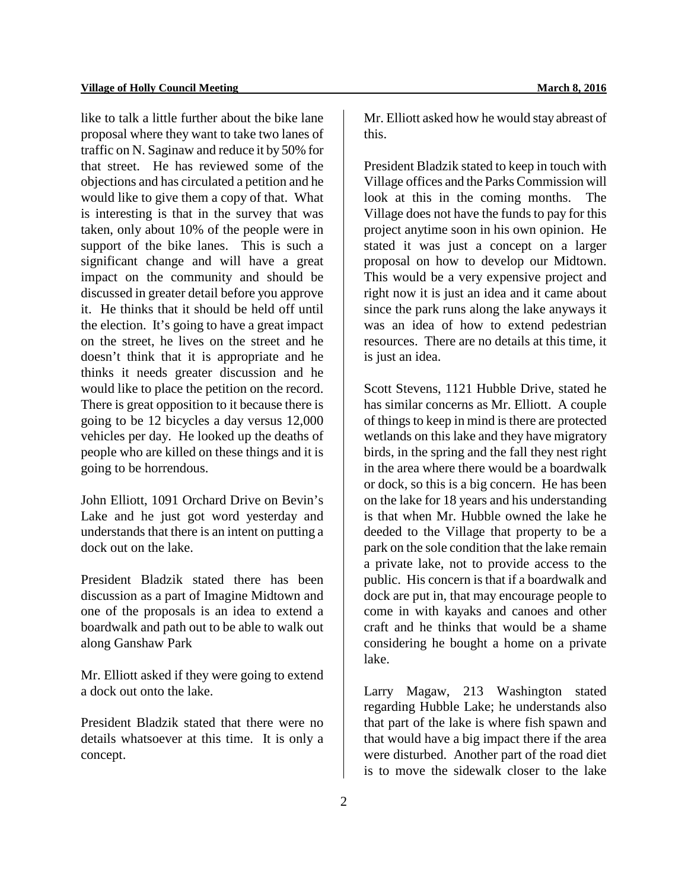like to talk a little further about the bike lane proposal where they want to take two lanes of traffic on N. Saginaw and reduce it by 50% for that street. He has reviewed some of the objections and has circulated a petition and he would like to give them a copy of that. What is interesting is that in the survey that was taken, only about 10% of the people were in support of the bike lanes. This is such a significant change and will have a great impact on the community and should be discussed in greater detail before you approve it. He thinks that it should be held off until the election. It's going to have a great impact on the street, he lives on the street and he doesn't think that it is appropriate and he thinks it needs greater discussion and he would like to place the petition on the record. There is great opposition to it because there is going to be 12 bicycles a day versus 12,000 vehicles per day. He looked up the deaths of people who are killed on these things and it is going to be horrendous.

John Elliott, 1091 Orchard Drive on Bevin's Lake and he just got word yesterday and understands that there is an intent on putting a dock out on the lake.

President Bladzik stated there has been discussion as a part of Imagine Midtown and one of the proposals is an idea to extend a boardwalk and path out to be able to walk out along Ganshaw Park

Mr. Elliott asked if they were going to extend a dock out onto the lake.

President Bladzik stated that there were no details whatsoever at this time. It is only a concept.

Mr. Elliott asked how he would stay abreast of this.

President Bladzik stated to keep in touch with Village offices and the Parks Commission will look at this in the coming months. The Village does not have the funds to pay for this project anytime soon in his own opinion. He stated it was just a concept on a larger proposal on how to develop our Midtown. This would be a very expensive project and right now it is just an idea and it came about since the park runs along the lake anyways it was an idea of how to extend pedestrian resources. There are no details at this time, it is just an idea.

Scott Stevens, 1121 Hubble Drive, stated he has similar concerns as Mr. Elliott. A couple of things to keep in mind is there are protected wetlands on this lake and they have migratory birds, in the spring and the fall they nest right in the area where there would be a boardwalk or dock, so this is a big concern. He has been on the lake for 18 years and his understanding is that when Mr. Hubble owned the lake he deeded to the Village that property to be a park on the sole condition that the lake remain a private lake, not to provide access to the public. His concern is that if a boardwalk and dock are put in, that may encourage people to come in with kayaks and canoes and other craft and he thinks that would be a shame considering he bought a home on a private lake.

Larry Magaw, 213 Washington stated regarding Hubble Lake; he understands also that part of the lake is where fish spawn and that would have a big impact there if the area were disturbed. Another part of the road diet is to move the sidewalk closer to the lake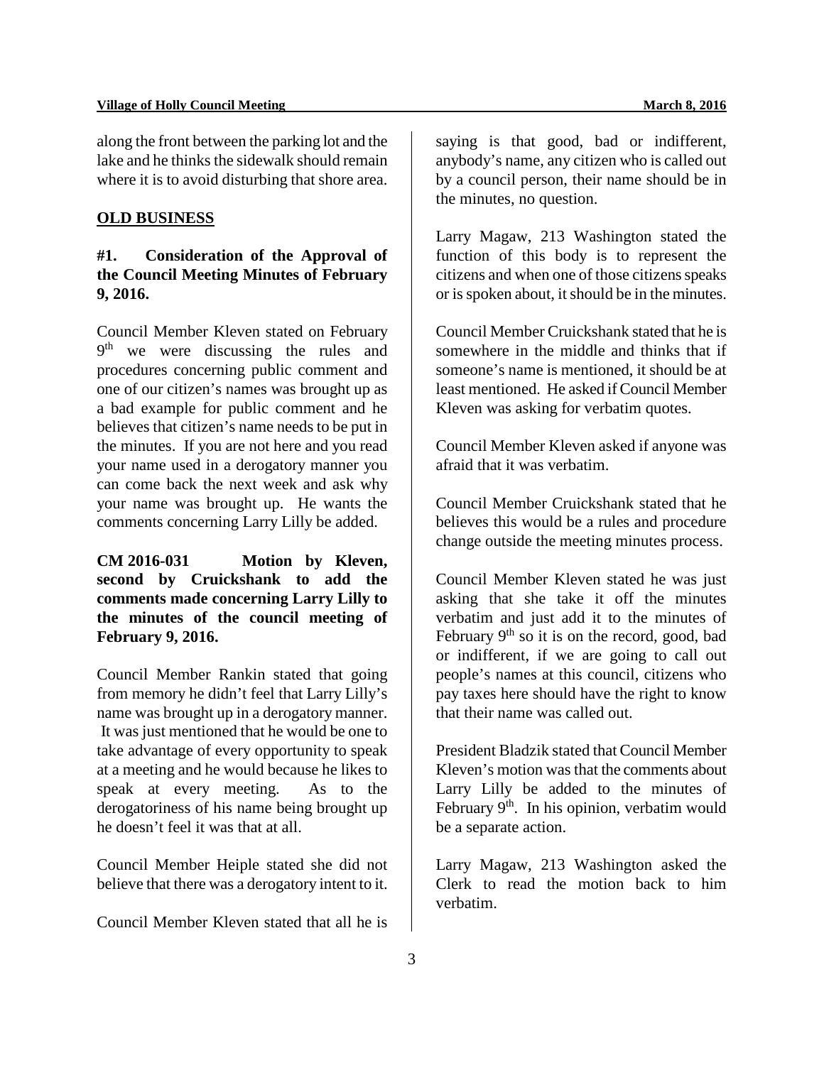along the front between the parking lot and the lake and he thinks the sidewalk should remain where it is to avoid disturbing that shore area.

## OLD BUSINESS

### #1. Consideration of the Approval of the Council Meeting Minutes of February 9, 2016.

Council Member Kleven stated on February 9th we were discussing the rules and procedures concerning public comment and one of our citizen's names was brought up as a bad example for public comment and he believes that citizen's name needs to be put in the minutes. If you are not here and you read your name used in a derogatory manner you can come back the next week and ask why your name was brought up. He wants the comments concerning Larry Lilly be added.

**CM 2016-031 Motion by Kleven, second by Cruickshank to add the comments made concerning Larry Lilly to the minutes of the council meeting of February 9, 2016.**

Council Member Rankin stated that going from memory he didn't feel that Larry Lilly's name was brought up in a derogatory manner. It was just mentioned that he would be one to take advantage of every opportunity to speak at a meeting and he would because he likes to speak at every meeting. As to the derogatoriness of his name being brought up he doesn't feel it was that at all.

Council Member Heiple stated she did not believe that there was a derogatory intent to it.

Council Member Kleven stated that all he is saying is that good, bad or indifferent, anybody's name, any citizen who is called out by a council person, their name should be in the minutes, no question.

Larry Magaw, 213 Washington stated the function of this body is to represent the citizens and when one of those citizens speaks or is spoken about, it should be in the minutes.

Council Member Cruickshank stated that he is somewhere in the middle and thinks that if someone's name is mentioned, it should be at least mentioned. He asked if Council Member Kleven was asking for verbatim quotes.

Council Member Kleven asked if anyone was afraid that it was verbatim.

Council Member Cruickshank stated that he believes this would be a rules and procedure change outside the meeting minutes process.

Council Member Kleven stated he was just asking that she take it off the minutes verbatim and just add it to the minutes of February 9th so it is on the record, good, bad or indifferent, if we are going to call out people's names at this council, citizens who pay taxes here should have the right to know that their name was called out.

President Bladzik stated that Council Member Kleven's motion was that the comments about Larry Lilly be added to the minutes of February 9th. In his opinion, verbatim would be a separate action.

Larry Magaw, 213 Washington asked the Clerk to read the motion back to him verbatim.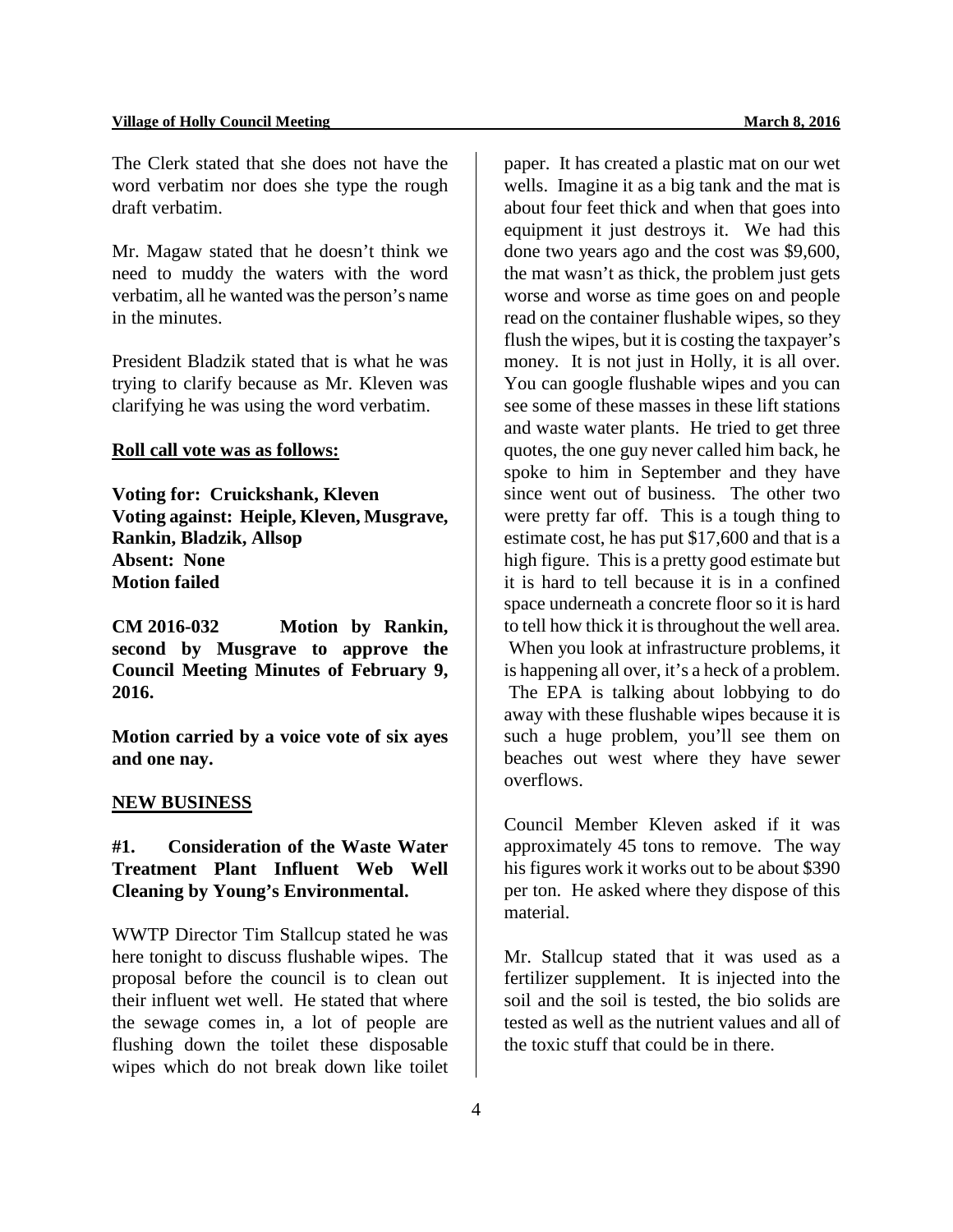The Clerk stated that she does not have the word verbatim nor does she type the rough draft verbatim.

Mr. Magaw stated that he doesn't think we need to muddy the waters with the word verbatim, all he wanted was the person's name in the minutes.

President Bladzik stated that is what he was trying to clarify because as Mr. Kleven was clarifying he was using the word verbatim.

**Roll call vote was as follows:**

**Voting for: Cruickshank, Kleven**
**Voting against: Heiple, Kleven, Musgrave, Rankin, Bladzik, Allsop**
**Absent: None**
**Motion failed**

**CM 2016-032 Motion by Rankin, second by Musgrave to approve the Council Meeting Minutes of February 9, 2016.**

**Motion carried by a voice vote of six ayes and one nay.**

## NEW BUSINESS

### #1. Consideration of the Waste Water Treatment Plant Influent Web Well Cleaning by Young's Environmental.

WWTP Director Tim Stallcup stated he was here tonight to discuss flushable wipes. The proposal before the council is to clean out their influent wet well. He stated that where the sewage comes in, a lot of people are flushing down the toilet these disposable wipes which do not break down like toilet paper. It has created a plastic mat on our wet wells. Imagine it as a big tank and the mat is about four feet thick and when that goes into equipment it just destroys it. We had this done two years ago and the cost was $9,600, the mat wasn't as thick, the problem just gets worse and worse as time goes on and people read on the container flushable wipes, so they flush the wipes, but it is costing the taxpayer's money. It is not just in Holly, it is all over. You can google flushable wipes and you can see some of these masses in these lift stations and waste water plants. He tried to get three quotes, the one guy never called him back, he spoke to him in September and they have since went out of business. The other two were pretty far off. This is a tough thing to estimate cost, he has put $17,600 and that is a high figure. This is a pretty good estimate but it is hard to tell because it is in a confined space underneath a concrete floor so it is hard to tell how thick it is throughout the well area. When you look at infrastructure problems, it is happening all over, it's a heck of a problem. The EPA is talking about lobbying to do away with these flushable wipes because it is such a huge problem, you'll see them on beaches out west where they have sewer overflows.

Council Member Kleven asked if it was approximately 45 tons to remove. The way his figures work it works out to be about $390 per ton. He asked where they dispose of this material.

Mr. Stallcup stated that it was used as a fertilizer supplement. It is injected into the soil and the soil is tested, the bio solids are tested as well as the nutrient values and all of the toxic stuff that could be in there.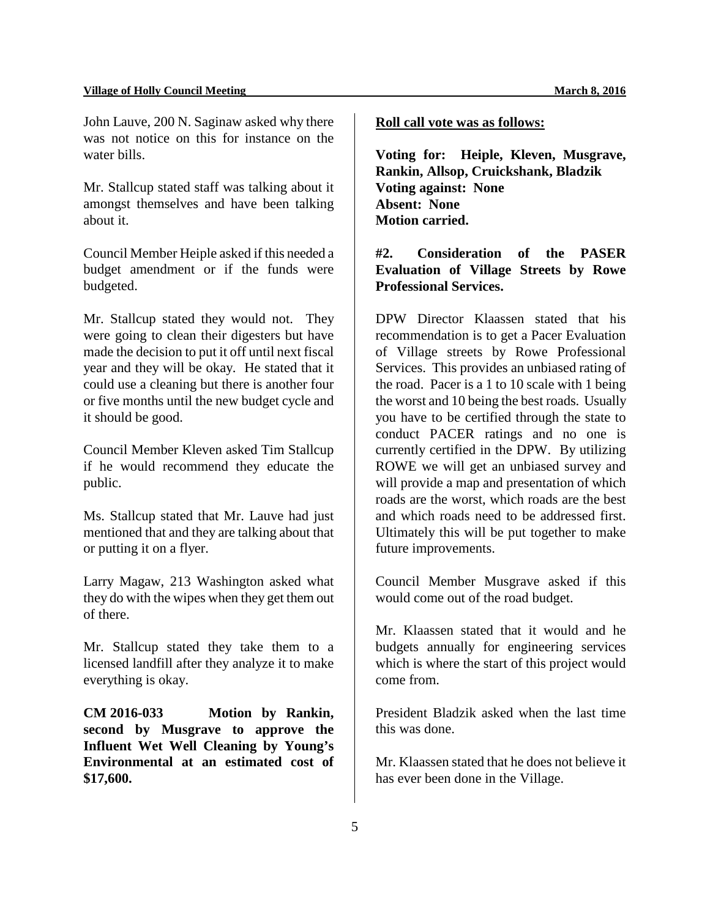John Lauve, 200 N. Saginaw asked why there was not notice on this for instance on the water bills.

Mr. Stallcup stated staff was talking about it amongst themselves and have been talking about it.

Council Member Heiple asked if this needed a budget amendment or if the funds were budgeted.

Mr. Stallcup stated they would not. They were going to clean their digesters but have made the decision to put it off until next fiscal year and they will be okay. He stated that it could use a cleaning but there is another four or five months until the new budget cycle and it should be good.

Council Member Kleven asked Tim Stallcup if he would recommend they educate the public.

Ms. Stallcup stated that Mr. Lauve had just mentioned that and they are talking about that or putting it on a flyer.

Larry Magaw, 213 Washington asked what they do with the wipes when they get them out of there.

Mr. Stallcup stated they take them to a licensed landfill after they analyze it to make everything is okay.

**CM 2016-033 Motion by Rankin, second by Musgrave to approve the Influent Wet Well Cleaning by Young's Environmental at an estimated cost of $17,600.**

**Roll call vote was as follows:**

**Voting for: Heiple, Kleven, Musgrave, Rankin, Allsop, Cruickshank, Bladzik**
**Voting against: None**
**Absent: None**
**Motion carried.**

**#2. Consideration of the PASER Evaluation of Village Streets by Rowe Professional Services.**

DPW Director Klaassen stated that his recommendation is to get a Pacer Evaluation of Village streets by Rowe Professional Services. This provides an unbiased rating of the road. Pacer is a 1 to 10 scale with 1 being the worst and 10 being the best roads. Usually you have to be certified through the state to conduct PACER ratings and no one is currently certified in the DPW. By utilizing ROWE we will get an unbiased survey and will provide a map and presentation of which roads are the worst, which roads are the best and which roads need to be addressed first. Ultimately this will be put together to make future improvements.

Council Member Musgrave asked if this would come out of the road budget.

Mr. Klaassen stated that it would and he budgets annually for engineering services which is where the start of this project would come from.

President Bladzik asked when the last time this was done.

Mr. Klaassen stated that he does not believe it has ever been done in the Village.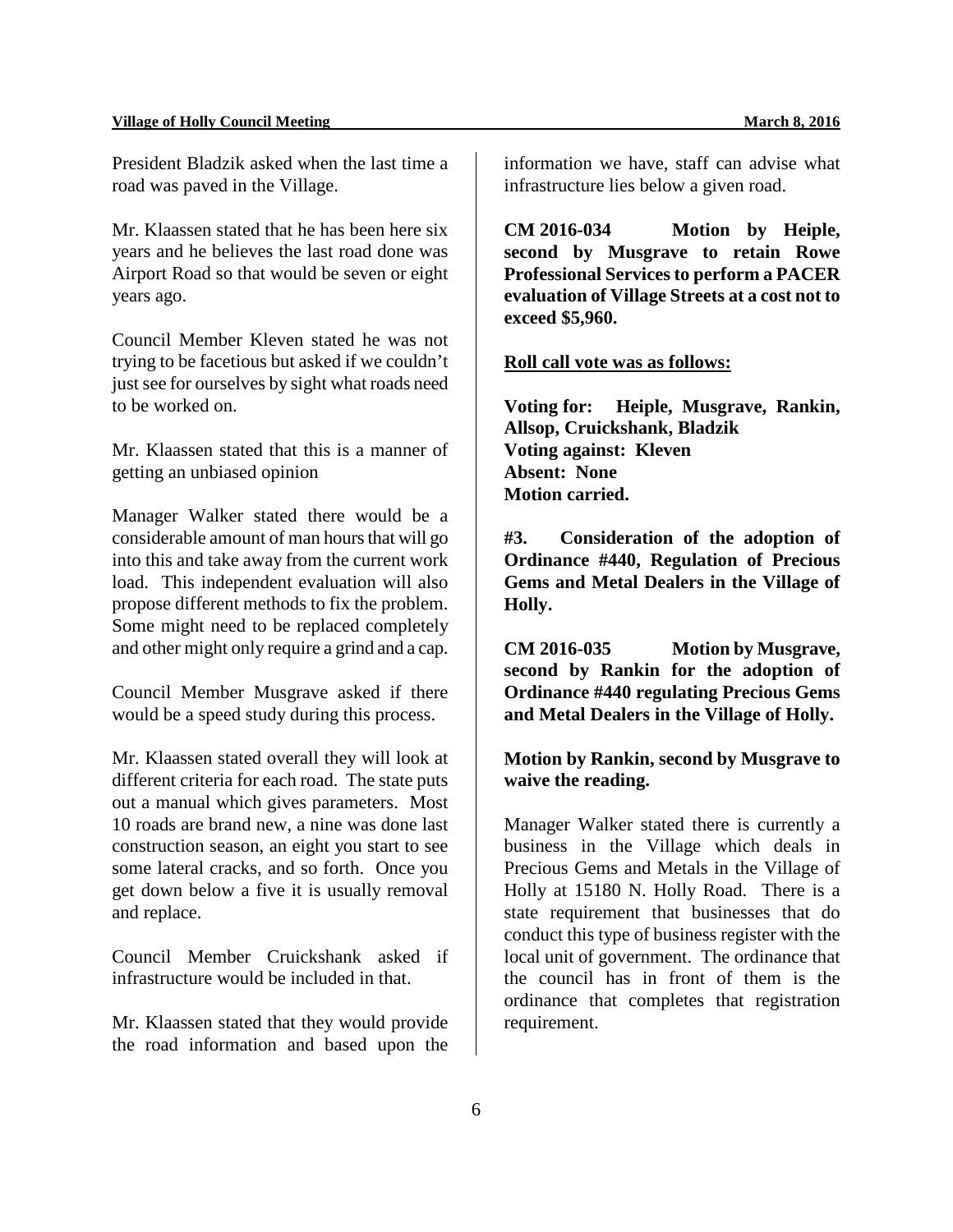President Bladzik asked when the last time a road was paved in the Village.

Mr. Klaassen stated that he has been here six years and he believes the last road done was Airport Road so that would be seven or eight years ago.

Council Member Kleven stated he was not trying to be facetious but asked if we couldn't just see for ourselves by sight what roads need to be worked on.

Mr. Klaassen stated that this is a manner of getting an unbiased opinion

Manager Walker stated there would be a considerable amount of man hours that will go into this and take away from the current work load. This independent evaluation will also propose different methods to fix the problem. Some might need to be replaced completely and other might only require a grind and a cap.

Council Member Musgrave asked if there would be a speed study during this process.

Mr. Klaassen stated overall they will look at different criteria for each road. The state puts out a manual which gives parameters. Most 10 roads are brand new, a nine was done last construction season, an eight you start to see some lateral cracks, and so forth. Once you get down below a five it is usually removal and replace.

Council Member Cruickshank asked if infrastructure would be included in that.

Mr. Klaassen stated that they would provide the road information and based upon the information we have, staff can advise what infrastructure lies below a given road.

**CM 2016-034 Motion by Heiple, second by Musgrave to retain Rowe Professional Services to perform a PACER evaluation of Village Streets at a cost not to exceed $5,960.**

**Roll call vote was as follows:**

**Voting for: Heiple, Musgrave, Rankin, Allsop, Cruickshank, Bladzik**
**Voting against: Kleven**
**Absent: None**
**Motion carried.**

**#3. Consideration of the adoption of Ordinance #440, Regulation of Precious Gems and Metal Dealers in the Village of Holly.**

**CM 2016-035 Motion by Musgrave, second by Rankin for the adoption of Ordinance #440 regulating Precious Gems and Metal Dealers in the Village of Holly.**

**Motion by Rankin, second by Musgrave to waive the reading.**

Manager Walker stated there is currently a business in the Village which deals in Precious Gems and Metals in the Village of Holly at 15180 N. Holly Road. There is a state requirement that businesses that do conduct this type of business register with the local unit of government. The ordinance that the council has in front of them is the ordinance that completes that registration requirement.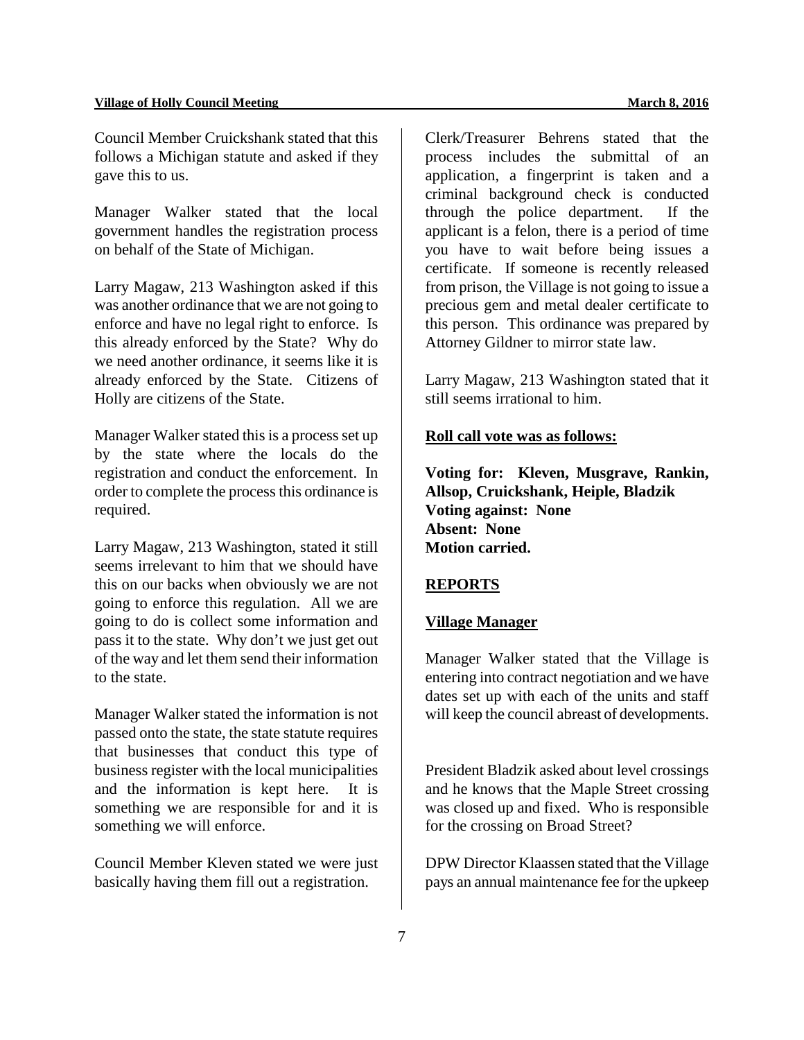Council Member Cruickshank stated that this follows a Michigan statute and asked if they gave this to us.

Manager Walker stated that the local government handles the registration process on behalf of the State of Michigan.

Larry Magaw, 213 Washington asked if this was another ordinance that we are not going to enforce and have no legal right to enforce. Is this already enforced by the State? Why do we need another ordinance, it seems like it is already enforced by the State. Citizens of Holly are citizens of the State.

Manager Walker stated this is a process set up by the state where the locals do the registration and conduct the enforcement. In order to complete the process this ordinance is required.

Larry Magaw, 213 Washington, stated it still seems irrelevant to him that we should have this on our backs when obviously we are not going to enforce this regulation. All we are going to do is collect some information and pass it to the state. Why don't we just get out of the way and let them send their information to the state.

Manager Walker stated the information is not passed onto the state, the state statute requires that businesses that conduct this type of business register with the local municipalities and the information is kept here. It is something we are responsible for and it is something we will enforce.

Council Member Kleven stated we were just basically having them fill out a registration.

Clerk/Treasurer Behrens stated that the process includes the submittal of an application, a fingerprint is taken and a criminal background check is conducted through the police department. If the applicant is a felon, there is a period of time you have to wait before being issues a certificate. If someone is recently released from prison, the Village is not going to issue a precious gem and metal dealer certificate to this person. This ordinance was prepared by Attorney Gildner to mirror state law.

Larry Magaw, 213 Washington stated that it still seems irrational to him.

**Roll call vote was as follows:**

**Voting for: Kleven, Musgrave, Rankin, Allsop, Cruickshank, Heiple, Bladzik**
**Voting against: None**
**Absent: None**
**Motion carried.**

## REPORTS

### Village Manager

Manager Walker stated that the Village is entering into contract negotiation and we have dates set up with each of the units and staff will keep the council abreast of developments.

President Bladzik asked about level crossings and he knows that the Maple Street crossing was closed up and fixed. Who is responsible for the crossing on Broad Street?

DPW Director Klaassen stated that the Village pays an annual maintenance fee for the upkeep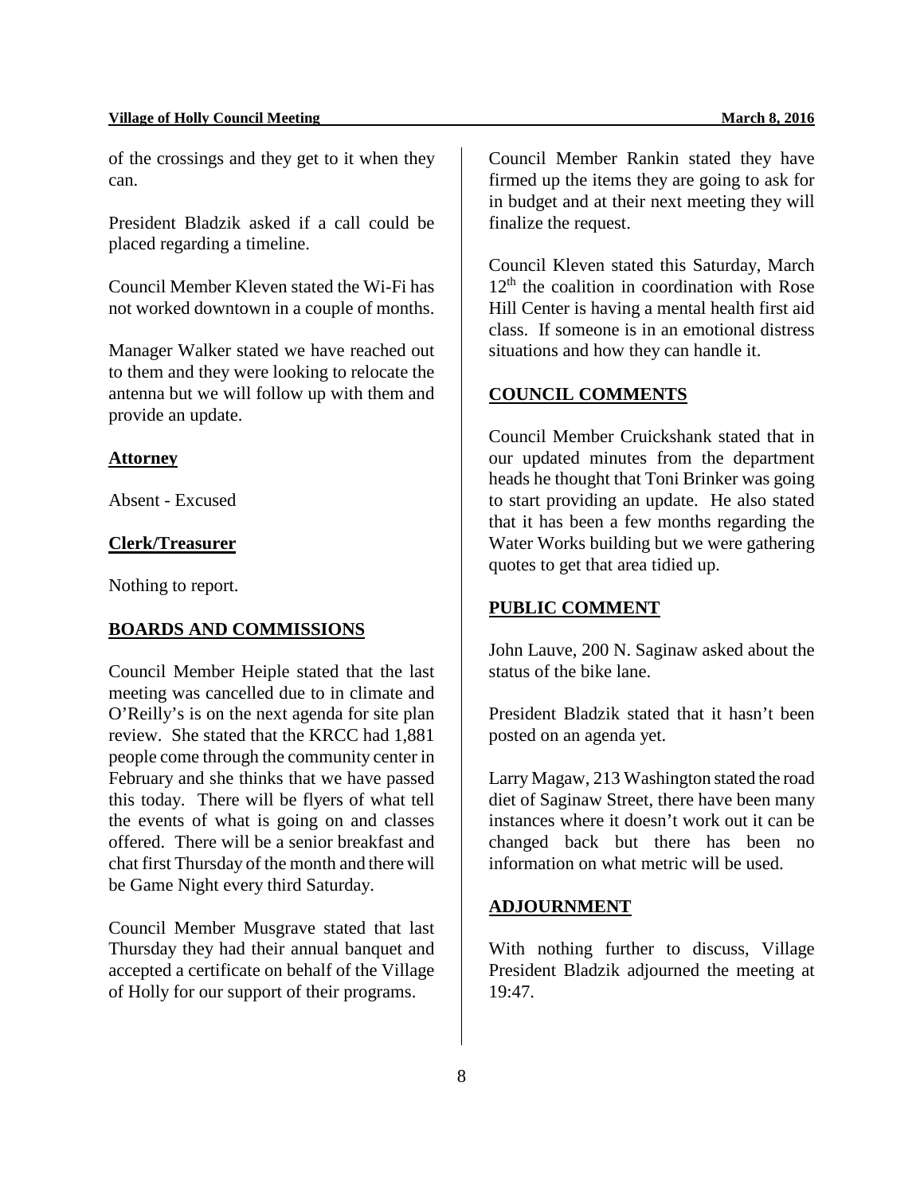of the crossings and they get to it when they can.

President Bladzik asked if a call could be placed regarding a timeline.

Council Member Kleven stated the Wi-Fi has not worked downtown in a couple of months.

Manager Walker stated we have reached out to them and they were looking to relocate the antenna but we will follow up with them and provide an update.

**Attorney**

Absent - Excused

**Clerk/Treasurer**

Nothing to report.

## BOARDS AND COMMISSIONS

Council Member Heiple stated that the last meeting was cancelled due to in climate and O'Reilly's is on the next agenda for site plan review. She stated that the KRCC had 1,881 people come through the community center in February and she thinks that we have passed this today. There will be flyers of what tell the events of what is going on and classes offered. There will be a senior breakfast and chat first Thursday of the month and there will be Game Night every third Saturday.

Council Member Musgrave stated that last Thursday they had their annual banquet and accepted a certificate on behalf of the Village of Holly for our support of their programs.

Council Member Rankin stated they have firmed up the items they are going to ask for in budget and at their next meeting they will finalize the request.

Council Kleven stated this Saturday, March 12th the coalition in coordination with Rose Hill Center is having a mental health first aid class. If someone is in an emotional distress situations and how they can handle it.

## COUNCIL COMMENTS

Council Member Cruickshank stated that in our updated minutes from the department heads he thought that Toni Brinker was going to start providing an update. He also stated that it has been a few months regarding the Water Works building but we were gathering quotes to get that area tidied up.

## PUBLIC COMMENT

John Lauve, 200 N. Saginaw asked about the status of the bike lane.

President Bladzik stated that it hasn't been posted on an agenda yet.

Larry Magaw, 213 Washington stated the road diet of Saginaw Street, there have been many instances where it doesn't work out it can be changed back but there has been no information on what metric will be used.

## ADJOURNMENT

With nothing further to discuss, Village President Bladzik adjourned the meeting at 19:47.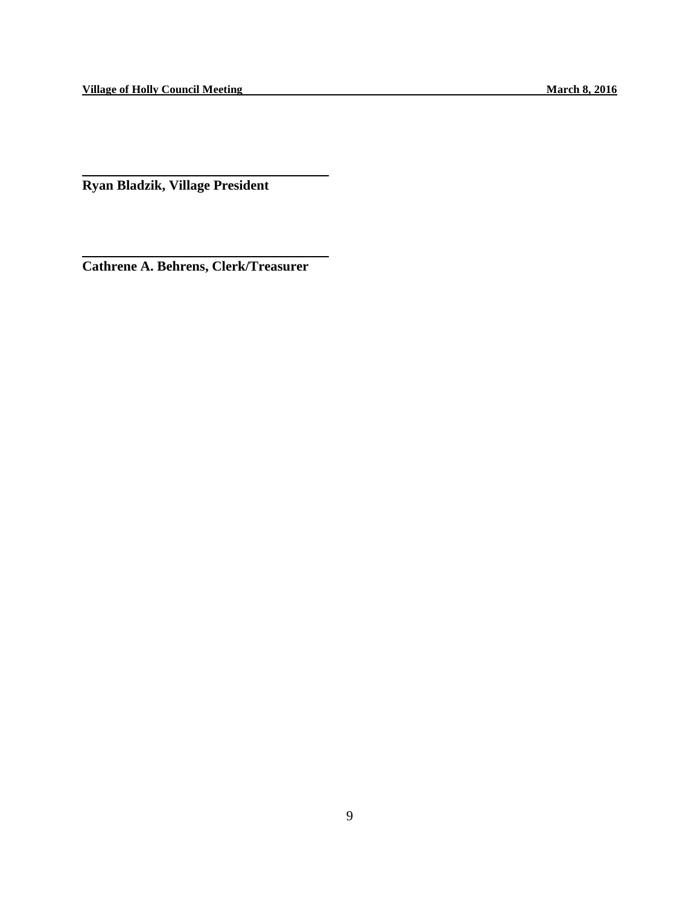______________________________

**Ryan Bladzik, Village President**

______________________________

**Cathrene A. Behrens, Clerk/Treasurer**